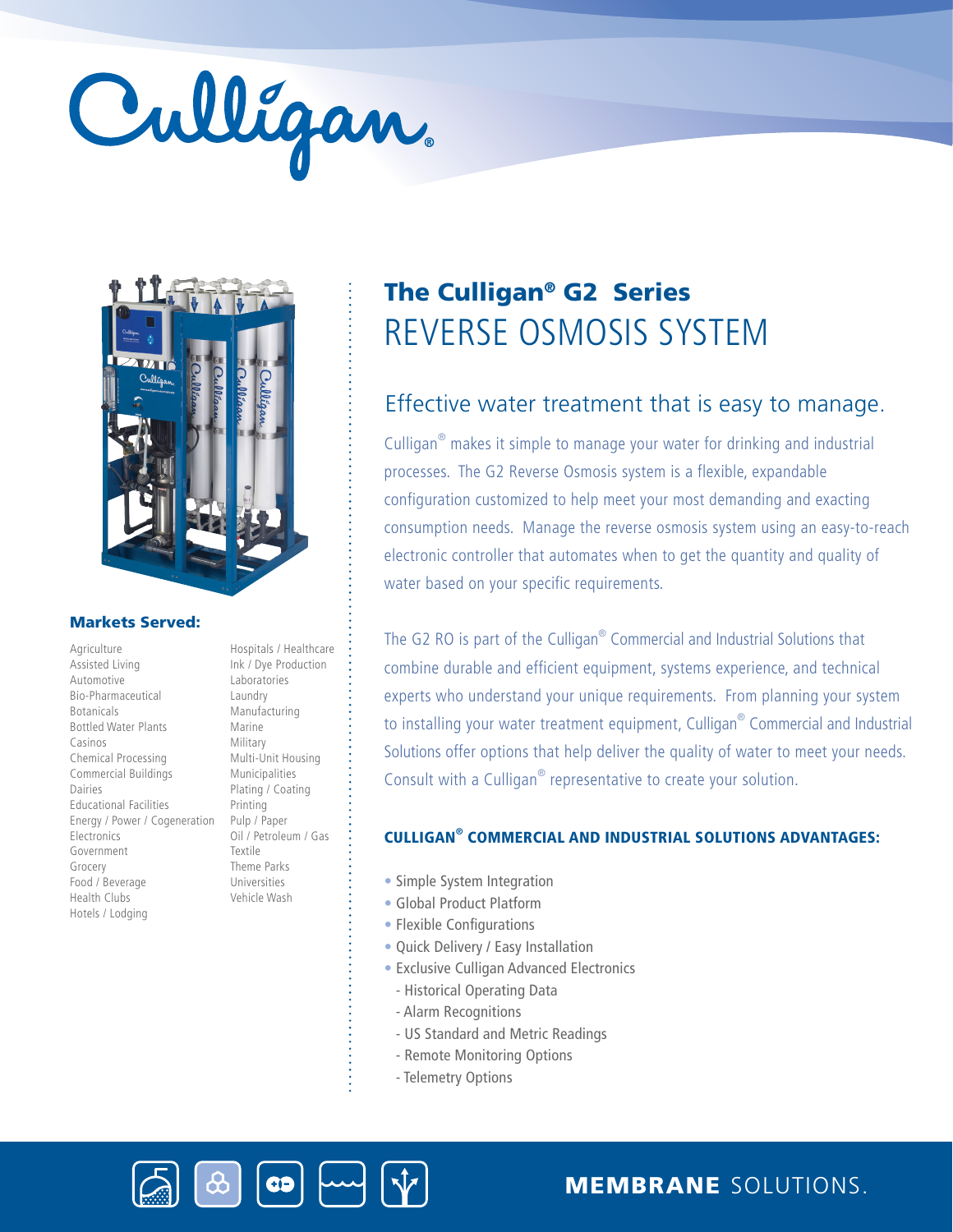Culligan®

# The Culligan® G2 Series REVERSE OSMOSIS SYSTEM

## Effective water treatment that is easy to manage.

Culligan® makes it simple to manage your water for drinking and industrial processes. The G2 Reverse Osmosis system is a flexible, expandable configuration customized to help meet your most demanding and exacting consumption needs. Manage the reverse osmosis system using an easy-to-reach electronic controller that automates when to get the quantity and quality of water based on your specific requirements.

The G2 RO is part of the Culligan® Commercial and Industrial Solutions that combine durable and efficient equipment, systems experience, and technical experts who understand your unique requirements. From planning your system to installing your water treatment equipment, Culligan® Commercial and Industrial Solutions offer options that help deliver the quality of water to meet your needs. Consult with a Culligan® representative to create your solution.

### CULLIGAN® COMMERCIAL AND INDUSTRIAL SOLUTIONS ADVANTAGES:

- Simple System Integration
- Global Product Platform
- Flexible Configurations
- Quick Delivery / Easy Installation
- Exclusive Culligan Advanced Electronics
  - Historical Operating Data
  - Alarm Recognitions
  - US Standard and Metric Readings
  - Remote Monitoring Options
  - Telemetry Options

### Markets Served:

Agriculture
Assisted Living
Automotive
Bio-Pharmaceutical
Botanicals
Bottled Water Plants
Casinos
Chemical Processing
Commercial Buildings
Dairies
Educational Facilities
Energy / Power / Cogeneration
Electronics
Government
Grocery
Food / Beverage
Health Clubs
Hotels / Lodging
Hospitals / Healthcare
Ink / Dye Production
Laboratories
Laundry
Manufacturing
Marine
Military
Multi-Unit Housing
Municipalities
Plating / Coating
Printing
Pulp / Paper
Oil / Petroleum / Gas
Textile
Theme Parks
Universities
Vehicle Wash

**MEMBRANE** SOLUTIONS.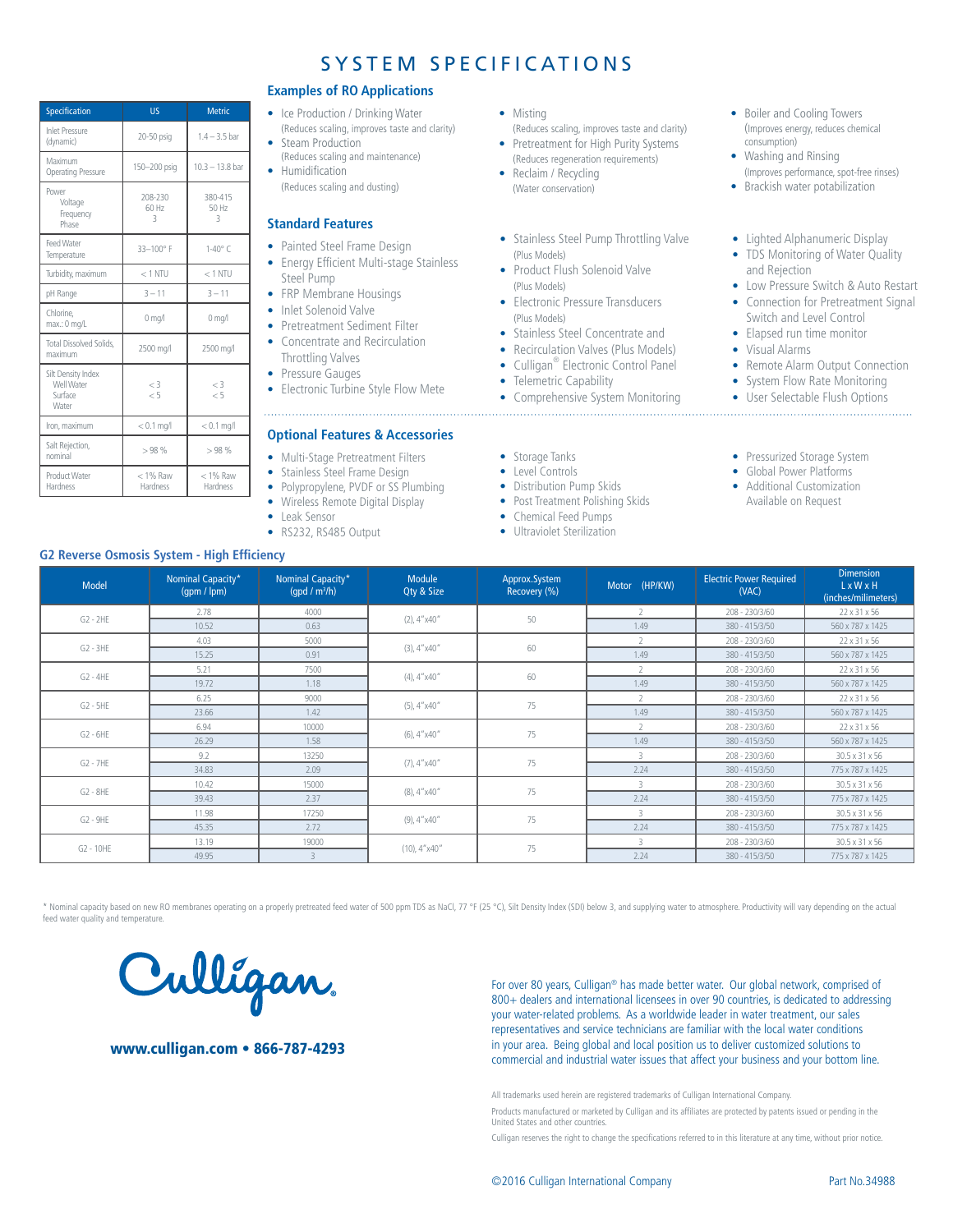# SYSTEM SPECIFICATIONS

| Specification | US | Metric |
|---|---|---|
| Inlet Pressure (dynamic) | 20-50 psig | 1.4 – 3.5 bar |
| Maximum Operating Pressure | 150–200 psig | 10.3 – 13.8 bar |
| Power Voltage Frequency Phase | 208-230 60 Hz 3 | 380-415 50 Hz 3 |
| Feed Water Temperature | 33–100° F | 1-40° C |
| Turbidity, maximum | < 1 NTU | < 1 NTU |
| pH Range | 3 – 11 | 3 – 11 |
| Chlorine, max.: 0 mg/L | 0 mg/l | 0 mg/l |
| Total Dissolved Solids, maximum | 2500 mg/l | 2500 mg/l |
| Silt Density Index Well Water Surface Water | < 3 < 5 | < 3 < 5 |
| Iron, maximum | < 0.1 mg/l | < 0.1 mg/l |
| Salt Rejection, nominal | > 98 % | > 98 % |
| Product Water Hardness | < 1% Raw Hardness | < 1% Raw Hardness |

## Examples of RO Applications

- Ice Production / Drinking Water (Reduces scaling, improves taste and clarity)
- Steam Production (Reduces scaling and maintenance)
- Humidification (Reduces scaling and dusting)
- Misting (Reduces scaling, improves taste and clarity)
- Pretreatment for High Purity Systems (Reduces regeneration requirements)
- Reclaim / Recycling (Water conservation)
- Boiler and Cooling Towers (Improves energy, reduces chemical consumption)
- Washing and Rinsing (Improves performance, spot-free rinses)
- Brackish water potabilization

## Standard Features

- Painted Steel Frame Design
- Energy Efficient Multi-stage Stainless Steel Pump
- FRP Membrane Housings
- Inlet Solenoid Valve
- Pretreatment Sediment Filter
- Concentrate and Recirculation Throttling Valves
- Pressure Gauges
- Electronic Turbine Style Flow Mete
- Stainless Steel Pump Throttling Valve (Plus Models)
- Product Flush Solenoid Valve (Plus Models)
- Electronic Pressure Transducers (Plus Models)
- Stainless Steel Concentrate and Recirculation Valves (Plus Models)
- Culligan® Electronic Control Panel
- Telemetric Capability
- Comprehensive System Monitoring
- Lighted Alphanumeric Display
- TDS Monitoring of Water Quality and Rejection
- Low Pressure Switch & Auto Restart
- Connection for Pretreatment Signal Switch and Level Control
- Elapsed run time monitor
- Visual Alarms
- Remote Alarm Output Connection
- System Flow Rate Monitoring
- User Selectable Flush Options

## Optional Features & Accessories

- Multi-Stage Pretreatment Filters
- Stainless Steel Frame Design
- Polypropylene, PVDF or SS Plumbing
- Wireless Remote Digital Display
- Leak Sensor
- RS232, RS485 Output
- Storage Tanks
- Level Controls
- Distribution Pump Skids
- Post Treatment Polishing Skids
- Chemical Feed Pumps
- Ultraviolet Sterilization
- Pressurized Storage System
- Global Power Platforms
- Additional Customization Available on Request

## G2 Reverse Osmosis System - High Efficiency

| Model | Nominal Capacity* (gpm / lpm) | Nominal Capacity* (gpd / m³/h) | Module Qty & Size | Approx.System Recovery (%) | Motor (HP/KW) | Electric Power Required (VAC) | Dimension L x W x H (inches/milimeters) |
|---|---|---|---|---|---|---|---|
| G2 - 2HE | 2.78 | 4000 | (2), 4"x40" | 50 | 2 | 208 - 230/3/60 | 22 x 31 x 56 |
| | 10.52 | 0.63 | | | 1.49 | 380 - 415/3/50 | 560 x 787 x 1425 |
| G2 - 3HE | 4.03 | 5000 | (3), 4"x40" | 60 | 2 | 208 - 230/3/60 | 22 x 31 x 56 |
| | 15.25 | 0.91 | | | 1.49 | 380 - 415/3/50 | 560 x 787 x 1425 |
| G2 - 4HE | 5.21 | 7500 | (4), 4"x40" | 60 | 2 | 208 - 230/3/60 | 22 x 31 x 56 |
| | 19.72 | 1.18 | | | 1.49 | 380 - 415/3/50 | 560 x 787 x 1425 |
| G2 - 5HE | 6.25 | 9000 | (5), 4"x40" | 75 | 2 | 208 - 230/3/60 | 22 x 31 x 56 |
| | 23.66 | 1.42 | | | 1.49 | 380 - 415/3/50 | 560 x 787 x 1425 |
| G2 - 6HE | 6.94 | 10000 | (6), 4"x40" | 75 | 2 | 208 - 230/3/60 | 22 x 31 x 56 |
| | 26.29 | 1.58 | | | 1.49 | 380 - 415/3/50 | 560 x 787 x 1425 |
| G2 - 7HE | 9.2 | 13250 | (7), 4"x40" | 75 | 3 | 208 - 230/3/60 | 30.5 x 31 x 56 |
| | 34.83 | 2.09 | | | 2.24 | 380 - 415/3/50 | 775 x 787 x 1425 |
| G2 - 8HE | 10.42 | 15000 | (8), 4"x40" | 75 | 3 | 208 - 230/3/60 | 30.5 x 31 x 56 |
| | 39.43 | 2.37 | | | 2.24 | 380 - 415/3/50 | 775 x 787 x 1425 |
| G2 - 9HE | 11.98 | 17250 | (9), 4"x40" | 75 | 3 | 208 - 230/3/60 | 30.5 x 31 x 56 |
| | 45.35 | 2.72 | | | 2.24 | 380 - 415/3/50 | 775 x 787 x 1425 |
| G2 - 10HE | 13.19 | 19000 | (10), 4"x40" | 75 | 3 | 208 - 230/3/60 | 30.5 x 31 x 56 |
| | 49.95 | 3 | | | 2.24 | 380 - 415/3/50 | 775 x 787 x 1425 |

* Nominal capacity based on new RO membranes operating on a properly pretreated feed water of 500 ppm TDS as NaCl, 77 °F (25 °C), Silt Density Index (SDI) below 3, and supplying water to atmosphere. Productivity will vary depending on the actual feed water quality and temperature.

Culligan

**www.culligan.com • 866-787-4293**

For over 80 years, Culligan® has made better water. Our global network, comprised of 800+ dealers and international licensees in over 90 countries, is dedicated to addressing your water-related problems. As a worldwide leader in water treatment, our sales representatives and service technicians are familiar with the local water conditions in your area. Being global and local position us to deliver customized solutions to commercial and industrial water issues that affect your business and your bottom line.

All trademarks used herein are registered trademarks of Culligan International Company.

Products manufactured or marketed by Culligan and its affiliates are protected by patents issued or pending in the United States and other countries.

Culligan reserves the right to change the specifications referred to in this literature at any time, without prior notice.

©2016 Culligan International Company

Part No.34988